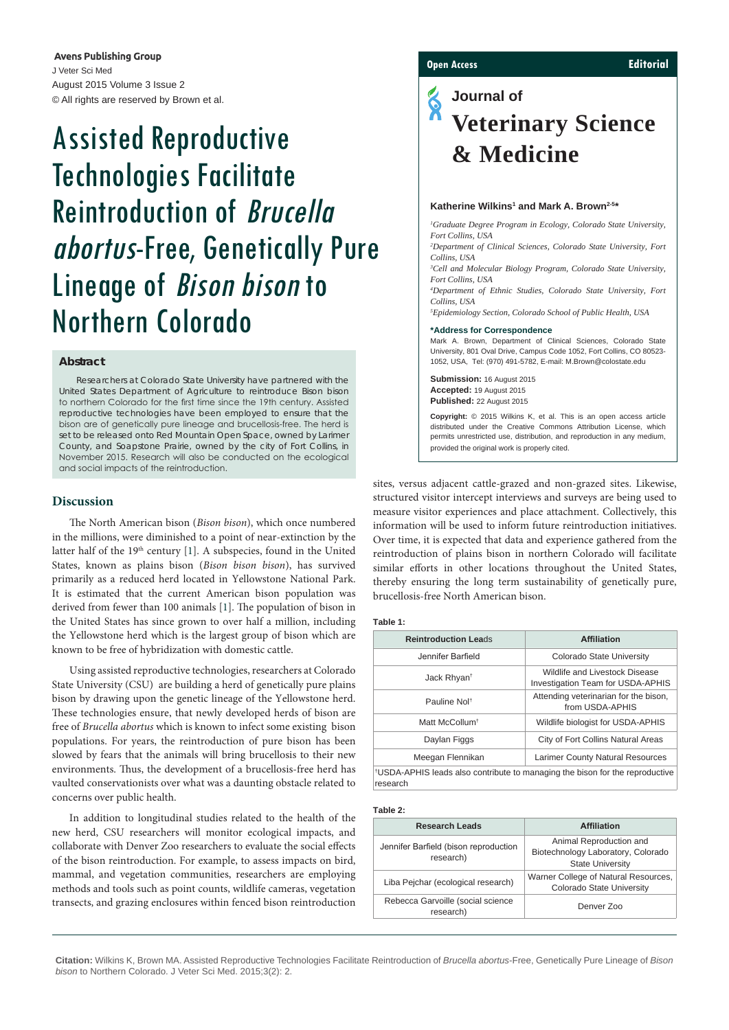# Assisted Reproductive Technologies Facilitate Reintroduction of *Brucella abortus*-Free, Genetically Pure Lineage of *Bison bison* to Northern Colorado

**Katherine Wilkins[1] and Mark A. Brown[2-5*]**

[1]*Graduate Degree Program in Ecology, Colorado State University, Fort Collins, USA*
[2]*Department of Clinical Sciences, Colorado State University, Fort Collins, USA*
[3]*Cell and Molecular Biology Program, Colorado State University, Fort Collins, USA*
[4]*Department of Ethnic Studies, Colorado State University, Fort Collins, USA*
[5]*Epidemiology Section, Colorado School of Public Health, USA*

**\*Address for Correspondence**
Mark A. Brown, Department of Clinical Sciences, Colorado State University, 801 Oval Drive, Campus Code 1052, Fort Collins, CO 80523-1052, USA, Tel: (970) 491-5782, E-mail: M.Brown@colostate.edu

**Submission:** 16 August 2015
**Accepted:** 19 August 2015
**Published:** 22 August 2015

**Copyright:** © 2015 Wilkins K, et al. This is an open access article distributed under the Creative Commons Attribution License, which permits unrestricted use, distribution, and reproduction in any medium, provided the original work is properly cited.

## Abstract

Researchers at Colorado State University have partnered with the United States Department of Agriculture to reintroduce Bison bison to northern Colorado for the first time since the 19th century. Assisted reproductive technologies have been employed to ensure that the bison are of genetically pure lineage and brucellosis-free. The herd is set to be released onto Red Mountain Open Space, owned by Larimer County, and Soapstone Prairie, owned by the city of Fort Collins, in November 2015. Research will also be conducted on the ecological and social impacts of the reintroduction.

## Discussion

The North American bison (*Bison bison*), which once numbered in the millions, were diminished to a point of near-extinction by the latter half of the 19th century [1]. A subspecies, found in the United States, known as plains bison (*Bison bison bison*), has survived primarily as a reduced herd located in Yellowstone National Park. It is estimated that the current American bison population was derived from fewer than 100 animals [1]. The population of bison in the United States has since grown to over half a million, including the Yellowstone herd which is the largest group of bison which are known to be free of hybridization with domestic cattle.

Using assisted reproductive technologies, researchers at Colorado State University (CSU) are building a herd of genetically pure plains bison by drawing upon the genetic lineage of the Yellowstone herd. These technologies ensure, that newly developed herds of bison are free of *Brucella abortus* which is known to infect some existing bison populations. For years, the reintroduction of pure bison has been slowed by fears that the animals will bring brucellosis to their new environments. Thus, the development of a brucellosis-free herd has vaulted conservationists over what was a daunting obstacle related to concerns over public health.

In addition to longitudinal studies related to the health of the new herd, CSU researchers will monitor ecological impacts, and collaborate with Denver Zoo researchers to evaluate the social effects of the bison reintroduction. For example, to assess impacts on bird, mammal, and vegetation communities, researchers are employing methods and tools such as point counts, wildlife cameras, vegetation transects, and grazing enclosures within fenced bison reintroduction sites, versus adjacent cattle-grazed and non-grazed sites. Likewise, structured visitor intercept interviews and surveys are being used to measure visitor experiences and place attachment. Collectively, this information will be used to inform future reintroduction initiatives. Over time, it is expected that data and experience gathered from the reintroduction of plains bison in northern Colorado will facilitate similar efforts in other locations throughout the United States, thereby ensuring the long term sustainability of genetically pure, brucellosis-free North American bison.

**Table 1:**

| Reintroduction Leads | Affiliation |
|---|---|
| Jennifer Barfield | Colorado State University |
| Jack Rhyan† | Wildlife and Livestock Disease Investigation Team for USDA-APHIS |
| Pauline Nol† | Attending veterinarian for the bison, from USDA-APHIS |
| Matt McCollum† | Wildlife biologist for USDA-APHIS |
| Daylan Figgs | City of Fort Collins Natural Areas |
| Meegan Flennikan | Larimer County Natural Resources |

†USDA-APHIS leads also contribute to managing the bison for the reproductive research

**Table 2:**

| Research Leads | Affiliation |
|---|---|
| Jennifer Barfield (bison reproduction research) | Animal Reproduction and Biotechnology Laboratory, Colorado State University |
| Liba Pejchar (ecological research) | Warner College of Natural Resources, Colorado State University |
| Rebecca Garvoille (social science research) | Denver Zoo |

**Citation:** Wilkins K, Brown MA. Assisted Reproductive Technologies Facilitate Reintroduction of *Brucella abortus*-Free, Genetically Pure Lineage of *Bison bison* to Northern Colorado. J Veter Sci Med. 2015;3(2): 2.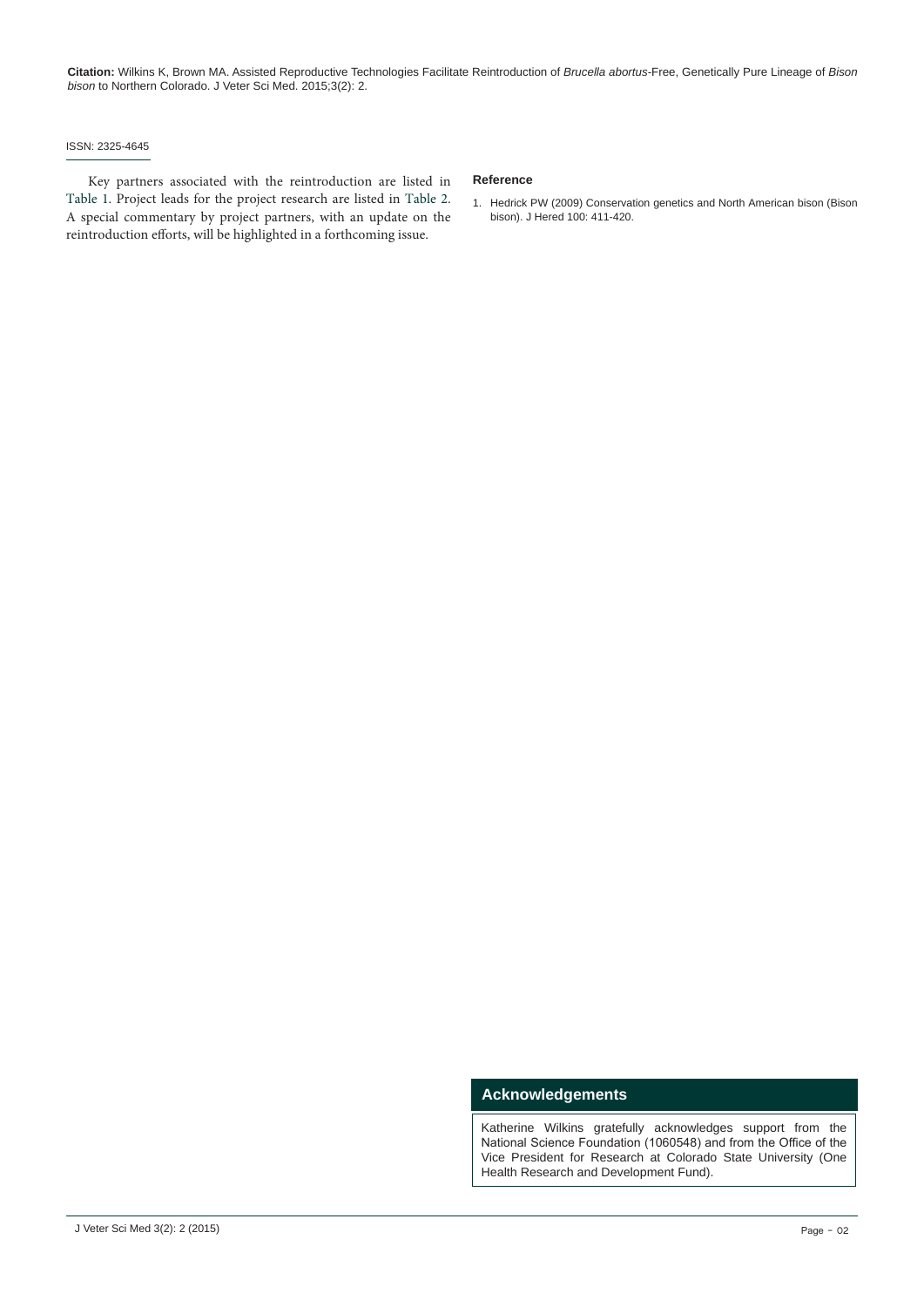Key partners associated with the reintroduction are listed in Table 1. Project leads for the project research are listed in Table 2. A special commentary by project partners, with an update on the reintroduction efforts, will be highlighted in a forthcoming issue.

## Reference

1. Hedrick PW (2009) Conservation genetics and North American bison (Bison bison). J Hered 100: 411-420.

## Acknowledgements

Katherine Wilkins gratefully acknowledges support from the National Science Foundation (1060548) and from the Office of the Vice President for Research at Colorado State University (One Health Research and Development Fund).